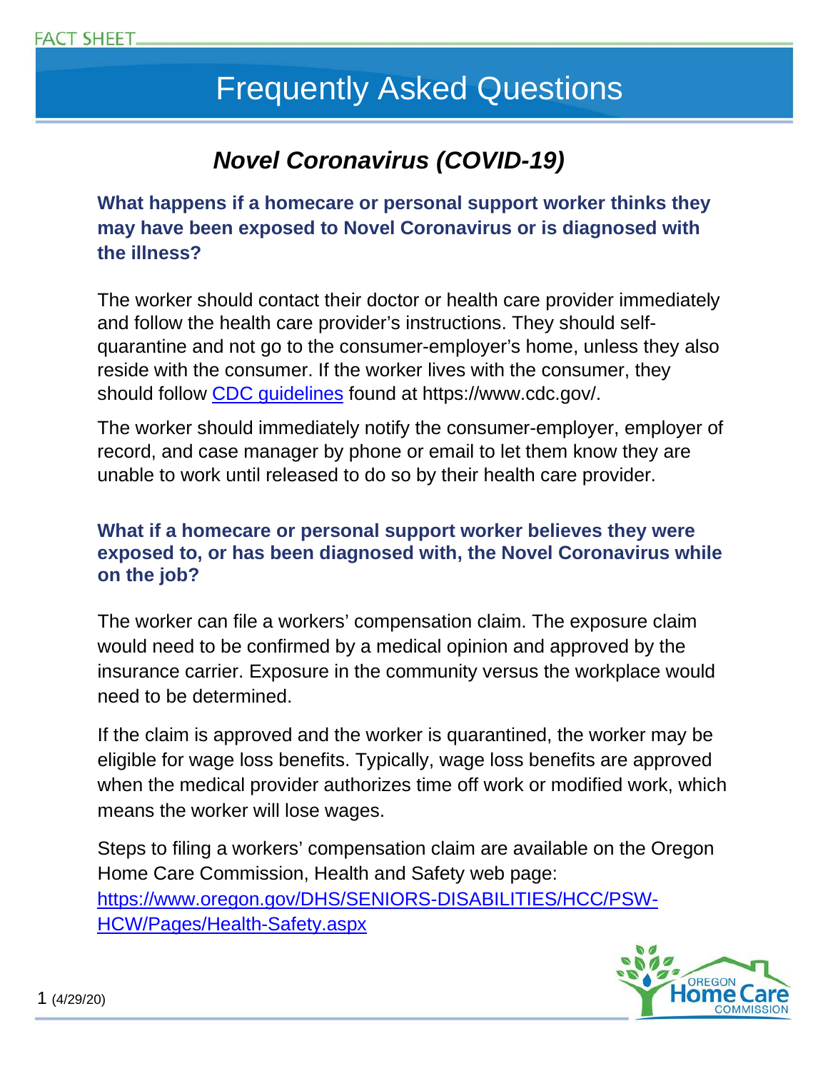FACT SHEET

# Frequently Asked Questions

## *Novel Coronavirus (COVID-19)*

### What happens if a homecare or personal support worker thinks they may have been exposed to Novel Coronavirus or is diagnosed with the illness?

The worker should contact their doctor or health care provider immediately and follow the health care provider's instructions. They should self-quarantine and not go to the consumer-employer's home, unless they also reside with the consumer. If the worker lives with the consumer, they should follow [CDC guidelines](https://www.cdc.gov/) found at https://www.cdc.gov/.

The worker should immediately notify the consumer-employer, employer of record, and case manager by phone or email to let them know they are unable to work until released to do so by their health care provider.

### What if a homecare or personal support worker believes they were exposed to, or has been diagnosed with, the Novel Coronavirus while on the job?

The worker can file a workers' compensation claim. The exposure claim would need to be confirmed by a medical opinion and approved by the insurance carrier. Exposure in the community versus the workplace would need to be determined.

If the claim is approved and the worker is quarantined, the worker may be eligible for wage loss benefits. Typically, wage loss benefits are approved when the medical provider authorizes time off work or modified work, which means the worker will lose wages.

Steps to filing a workers' compensation claim are available on the Oregon Home Care Commission, Health and Safety web page: [https://www.oregon.gov/DHS/SENIORS-DISABILITIES/HCC/PSW-HCW/Pages/Health-Safety.aspx](https://www.oregon.gov/DHS/SENIORS-DISABILITIES/HCC/PSW-HCW/Pages/Health-Safety.aspx)

(4/29/20)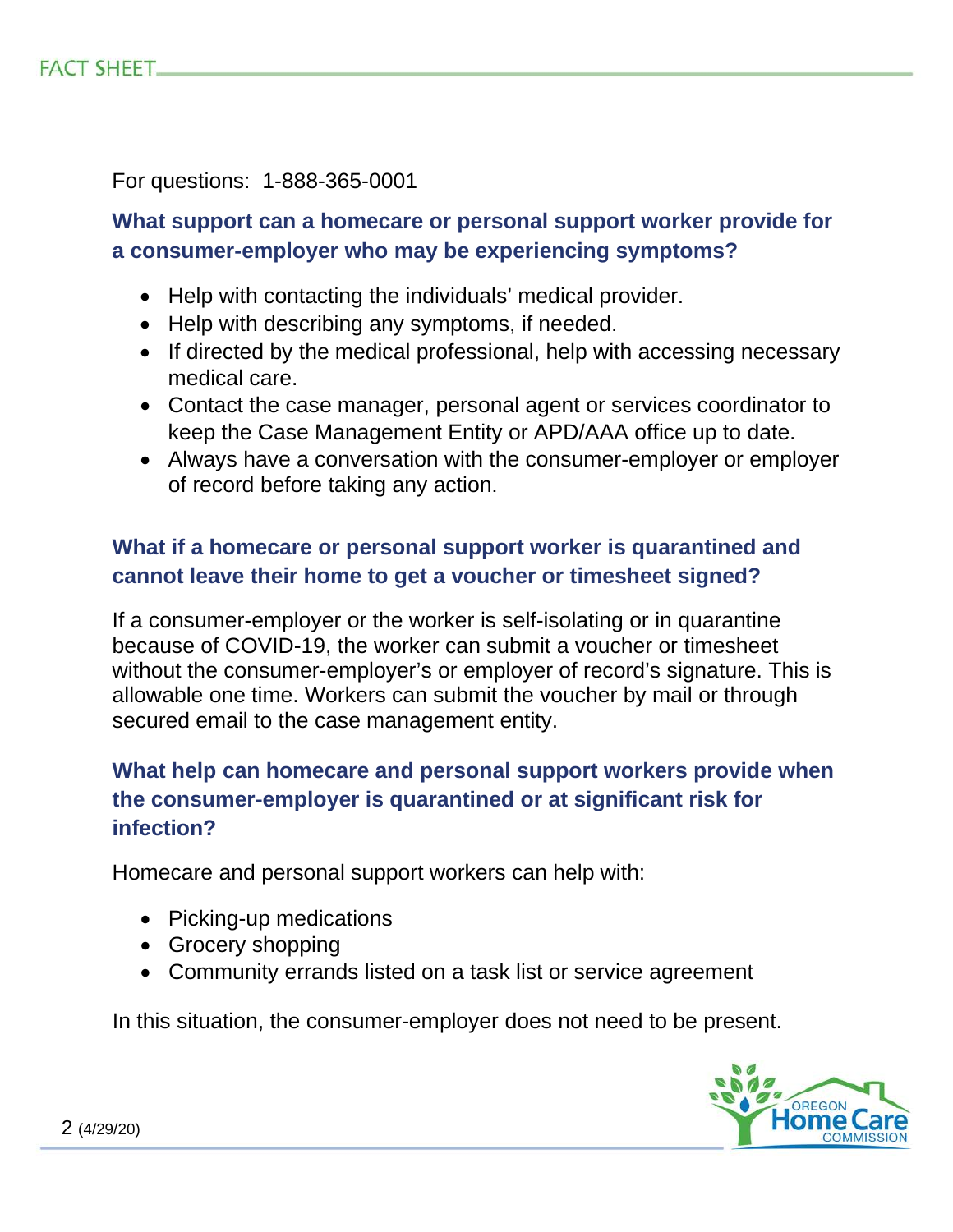For questions: 1-888-365-0001

### What support can a homecare or personal support worker provide for a consumer-employer who may be experiencing symptoms?

- Help with contacting the individuals' medical provider.
- Help with describing any symptoms, if needed.
- If directed by the medical professional, help with accessing necessary medical care.
- Contact the case manager, personal agent or services coordinator to keep the Case Management Entity or APD/AAA office up to date.
- Always have a conversation with the consumer-employer or employer of record before taking any action.

### What if a homecare or personal support worker is quarantined and cannot leave their home to get a voucher or timesheet signed?

If a consumer-employer or the worker is self-isolating or in quarantine because of COVID-19, the worker can submit a voucher or timesheet without the consumer-employer's or employer of record's signature. This is allowable one time. Workers can submit the voucher by mail or through secured email to the case management entity.

### What help can homecare and personal support workers provide when the consumer-employer is quarantined or at significant risk for infection?

Homecare and personal support workers can help with:

- Picking-up medications
- Grocery shopping
- Community errands listed on a task list or service agreement

In this situation, the consumer-employer does not need to be present.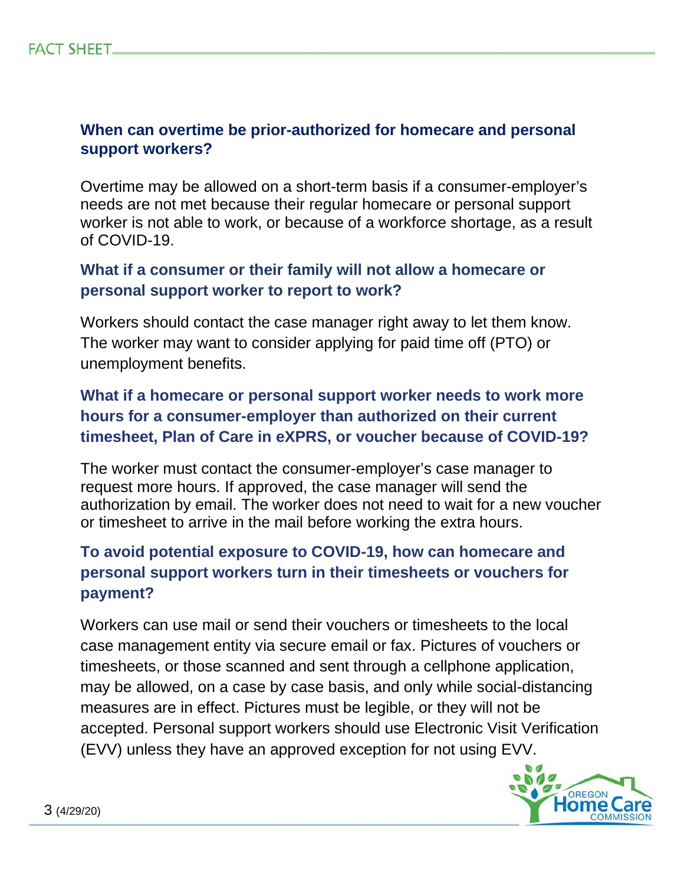### When can overtime be prior-authorized for homecare and personal support workers?

Overtime may be allowed on a short-term basis if a consumer-employer's needs are not met because their regular homecare or personal support worker is not able to work, or because of a workforce shortage, as a result of COVID-19.

### What if a consumer or their family will not allow a homecare or personal support worker to report to work?

Workers should contact the case manager right away to let them know. The worker may want to consider applying for paid time off (PTO) or unemployment benefits.

### What if a homecare or personal support worker needs to work more hours for a consumer-employer than authorized on their current timesheet, Plan of Care in eXPRS, or voucher because of COVID-19?

The worker must contact the consumer-employer's case manager to request more hours. If approved, the case manager will send the authorization by email. The worker does not need to wait for a new voucher or timesheet to arrive in the mail before working the extra hours.

### To avoid potential exposure to COVID-19, how can homecare and personal support workers turn in their timesheets or vouchers for payment?

Workers can use mail or send their vouchers or timesheets to the local case management entity via secure email or fax. Pictures of vouchers or timesheets, or those scanned and sent through a cellphone application, may be allowed, on a case by case basis, and only while social-distancing measures are in effect. Pictures must be legible, or they will not be accepted. Personal support workers should use Electronic Visit Verification (EVV) unless they have an approved exception for not using EVV.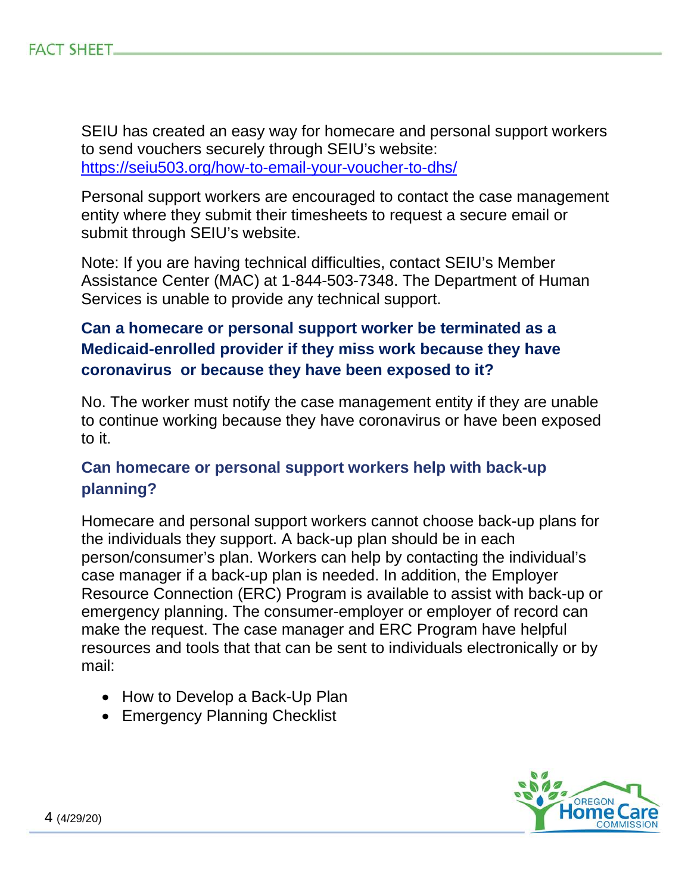SEIU has created an easy way for homecare and personal support workers to send vouchers securely through SEIU's website: https://seiu503.org/how-to-email-your-voucher-to-dhs/

Personal support workers are encouraged to contact the case management entity where they submit their timesheets to request a secure email or submit through SEIU's website.

Note: If you are having technical difficulties, contact SEIU's Member Assistance Center (MAC) at 1-844-503-7348. The Department of Human Services is unable to provide any technical support.

### Can a homecare or personal support worker be terminated as a Medicaid-enrolled provider if they miss work because they have coronavirus or because they have been exposed to it?

No. The worker must notify the case management entity if they are unable to continue working because they have coronavirus or have been exposed to it.

### Can homecare or personal support workers help with back-up planning?

Homecare and personal support workers cannot choose back-up plans for the individuals they support. A back-up plan should be in each person/consumer's plan. Workers can help by contacting the individual's case manager if a back-up plan is needed. In addition, the Employer Resource Connection (ERC) Program is available to assist with back-up or emergency planning. The consumer-employer or employer of record can make the request. The case manager and ERC Program have helpful resources and tools that that can be sent to individuals electronically or by mail:

- How to Develop a Back-Up Plan
- Emergency Planning Checklist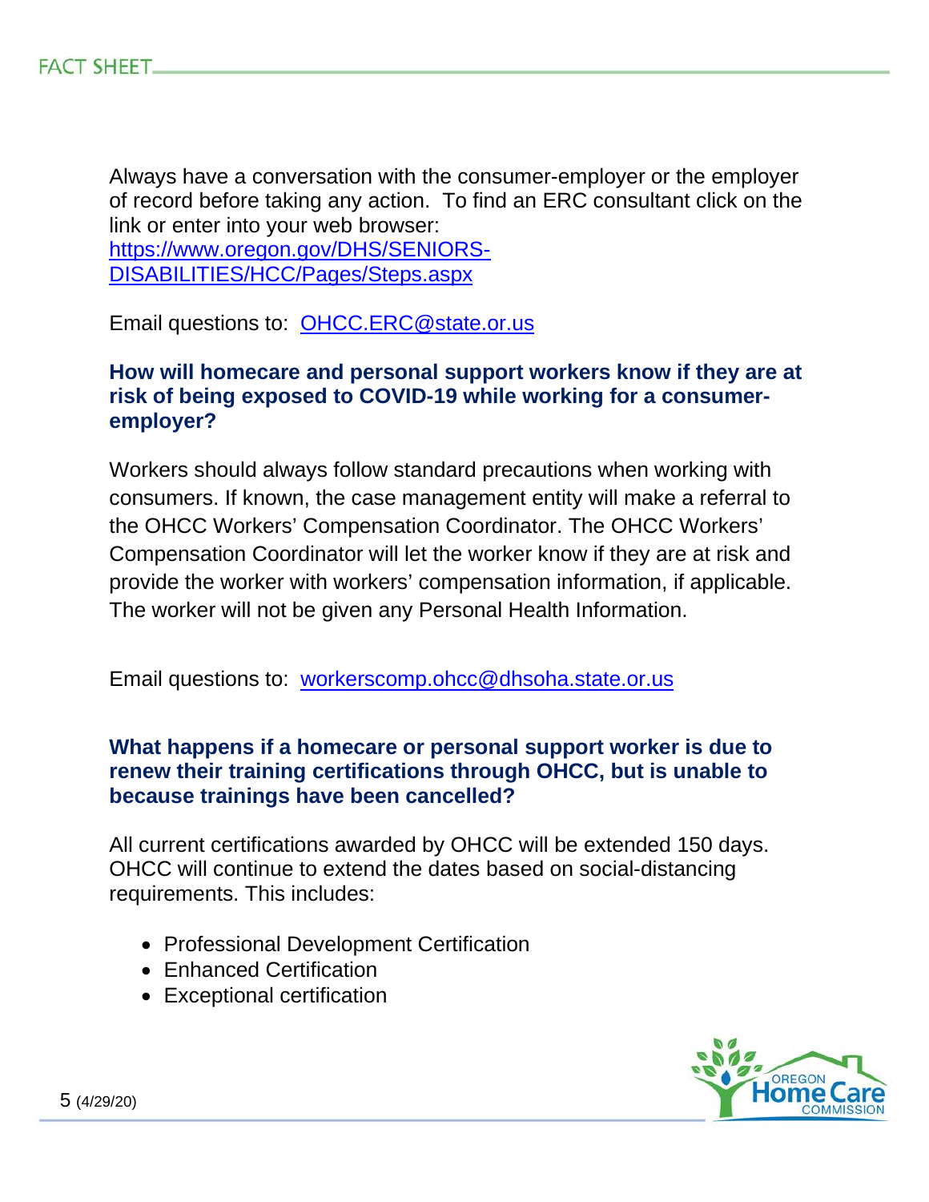Always have a conversation with the consumer-employer or the employer of record before taking any action. To find an ERC consultant click on the link or enter into your web browser: https://www.oregon.gov/DHS/SENIORS-DISABILITIES/HCC/Pages/Steps.aspx

Email questions to: OHCC.ERC@state.or.us

**How will homecare and personal support workers know if they are at risk of being exposed to COVID-19 while working for a consumer-employer?**

Workers should always follow standard precautions when working with consumers. If known, the case management entity will make a referral to the OHCC Workers' Compensation Coordinator. The OHCC Workers' Compensation Coordinator will let the worker know if they are at risk and provide the worker with workers' compensation information, if applicable. The worker will not be given any Personal Health Information.

Email questions to: workerscomp.ohcc@dhsoha.state.or.us

**What happens if a homecare or personal support worker is due to renew their training certifications through OHCC, but is unable to because trainings have been cancelled?**

All current certifications awarded by OHCC will be extended 150 days. OHCC will continue to extend the dates based on social-distancing requirements. This includes:

- Professional Development Certification
- Enhanced Certification
- Exceptional certification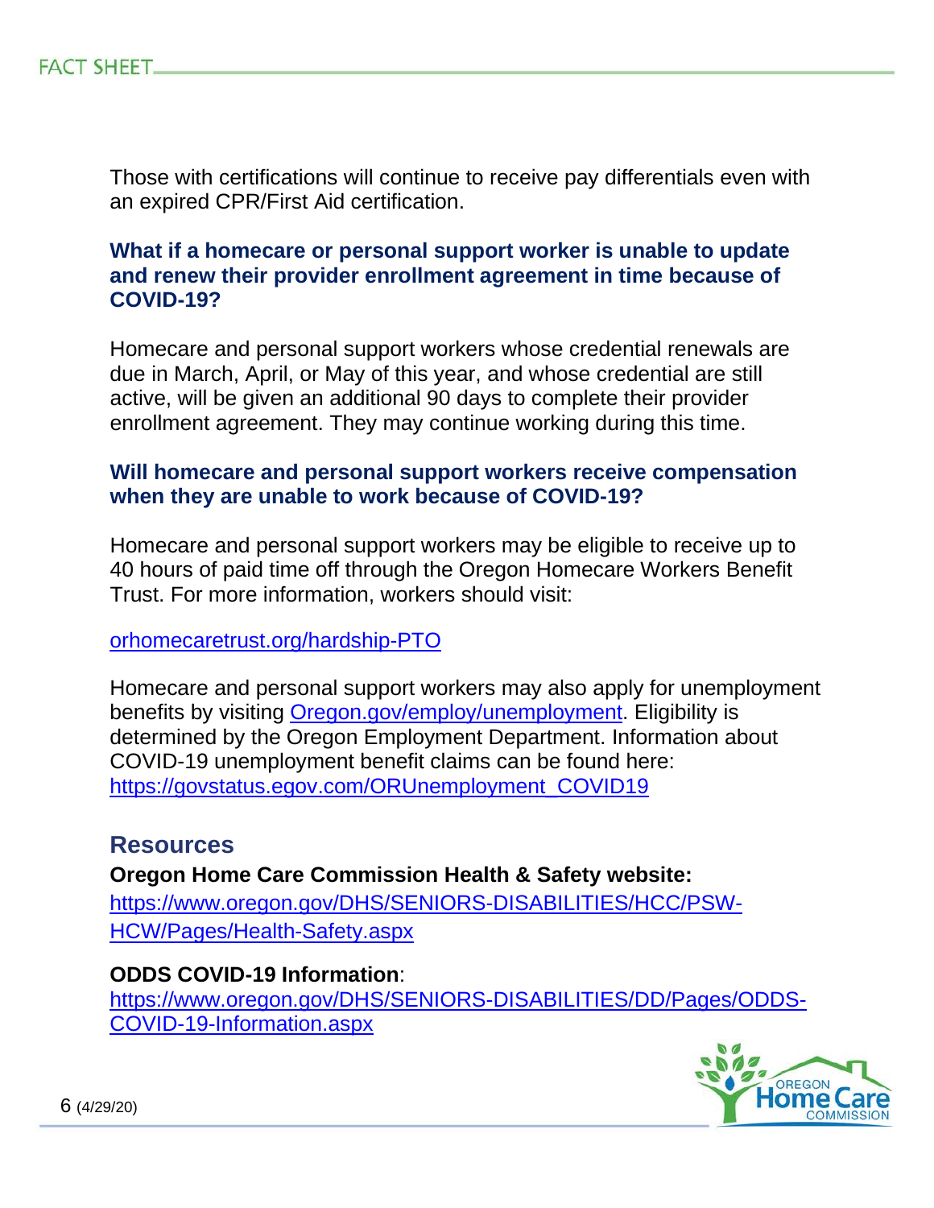Those with certifications will continue to receive pay differentials even with an expired CPR/First Aid certification.

### What if a homecare or personal support worker is unable to update and renew their provider enrollment agreement in time because of COVID-19?

Homecare and personal support workers whose credential renewals are due in March, April, or May of this year, and whose credential are still active, will be given an additional 90 days to complete their provider enrollment agreement. They may continue working during this time.

### Will homecare and personal support workers receive compensation when they are unable to work because of COVID-19?

Homecare and personal support workers may be eligible to receive up to 40 hours of paid time off through the Oregon Homecare Workers Benefit Trust. For more information, workers should visit:

[orhomecaretrust.org/hardship-PTO](orhomecaretrust.org/hardship-PTO)

Homecare and personal support workers may also apply for unemployment benefits by visiting [Oregon.gov/employ/unemployment](Oregon.gov/employ/unemployment). Eligibility is determined by the Oregon Employment Department. Information about COVID-19 unemployment benefit claims can be found here: [https://govstatus.egov.com/ORUnemployment_COVID19](https://govstatus.egov.com/ORUnemployment_COVID19)

## Resources

**Oregon Home Care Commission Health & Safety website:**
[https://www.oregon.gov/DHS/SENIORS-DISABILITIES/HCC/PSW-HCW/Pages/Health-Safety.aspx](https://www.oregon.gov/DHS/SENIORS-DISABILITIES/HCC/PSW-HCW/Pages/Health-Safety.aspx)

**ODDS COVID-19 Information**:
[https://www.oregon.gov/DHS/SENIORS-DISABILITIES/DD/Pages/ODDS-COVID-19-Information.aspx](https://www.oregon.gov/DHS/SENIORS-DISABILITIES/DD/Pages/ODDS-COVID-19-Information.aspx)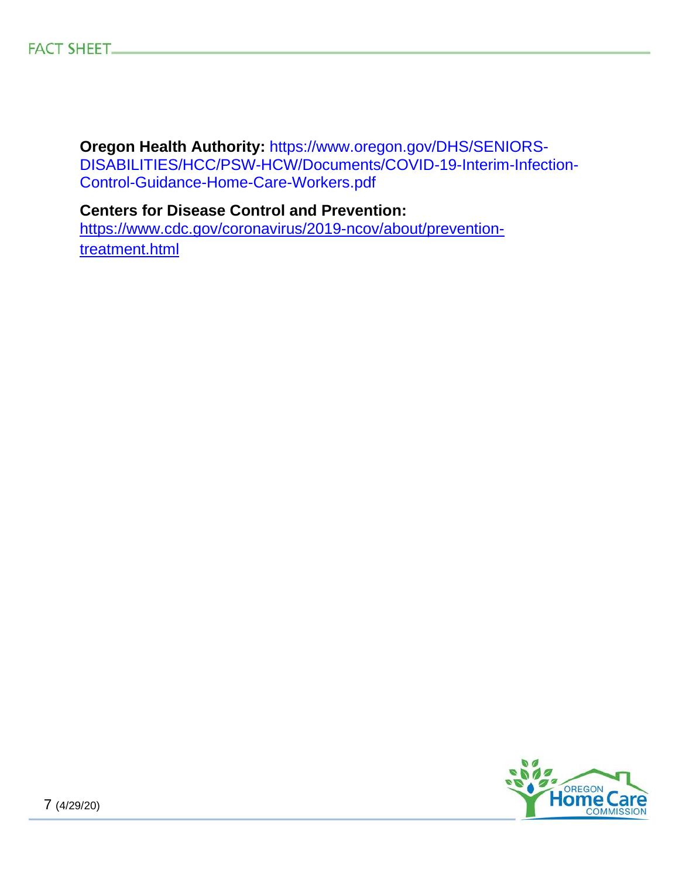**Oregon Health Authority:** https://www.oregon.gov/DHS/SENIORS-DISABILITIES/HCC/PSW-HCW/Documents/COVID-19-Interim-Infection-Control-Guidance-Home-Care-Workers.pdf

**Centers for Disease Control and Prevention:** https://www.cdc.gov/coronavirus/2019-ncov/about/prevention-treatment.html